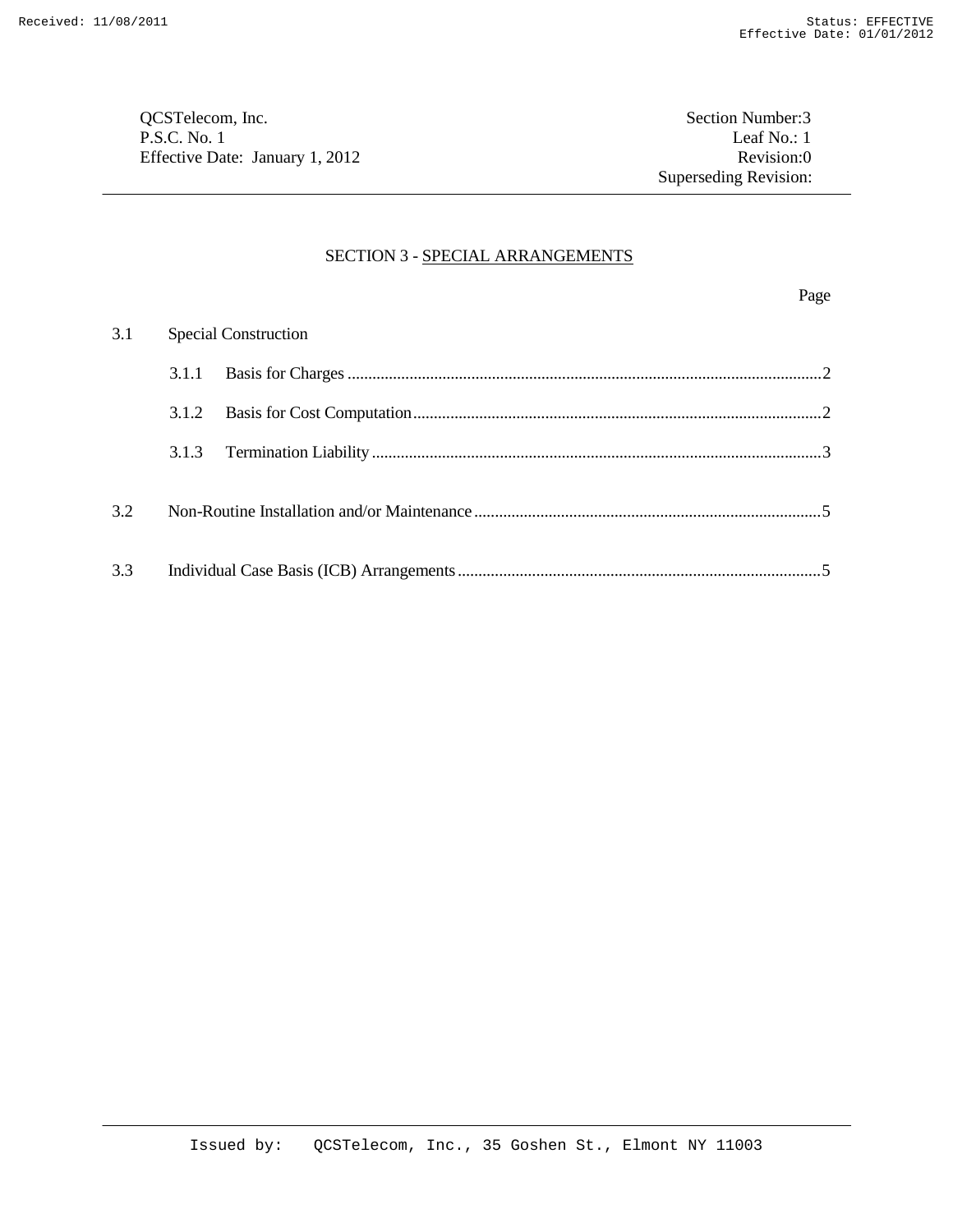QCSTelecom, Inc.
P.S.C. No. 1
Effective Date: January 1, 2012

Section Number:3
Leaf No.: 1
Revision:0
Superseding Revision:

# SECTION 3 - SPECIAL ARRANGEMENTS

| | | Page |
|---|---|---|
| 3.1 | Special Construction | |
| | 3.1.1 Basis for Charges | 2 |
| | 3.1.2 Basis for Cost Computation | 2 |
| | 3.1.3 Termination Liability | 3 |
| 3.2 | Non-Routine Installation and/or Maintenance | 5 |
| 3.3 | Individual Case Basis (ICB) Arrangements | 5 |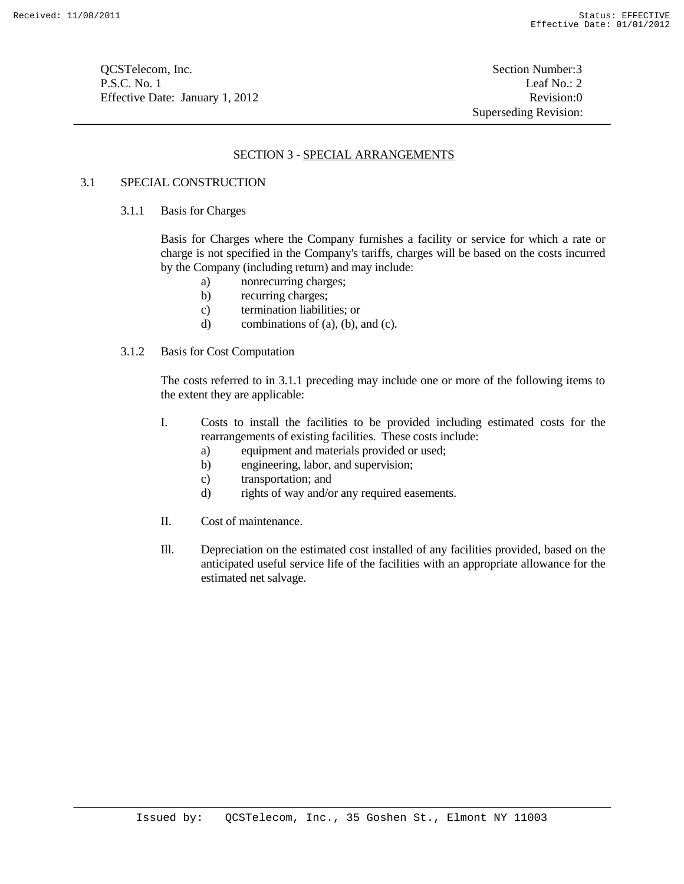# SECTION 3 - SPECIAL ARRANGEMENTS

## 3.1 SPECIAL CONSTRUCTION

### 3.1.1 Basis for Charges

Basis for Charges where the Company furnishes a facility or service for which a rate or charge is not specified in the Company's tariffs, charges will be based on the costs incurred by the Company (including return) and may include:

a) nonrecurring charges;
b) recurring charges;
c) termination liabilities; or
d) combinations of (a), (b), and (c).

### 3.1.2 Basis for Cost Computation

The costs referred to in 3.1.1 preceding may include one or more of the following items to the extent they are applicable:

I. Costs to install the facilities to be provided including estimated costs for the rearrangements of existing facilities. These costs include:
   a) equipment and materials provided or used;
   b) engineering, labor, and supervision;
   c) transportation; and
   d) rights of way and/or any required easements.

II. Cost of maintenance.

Ill. Depreciation on the estimated cost installed of any facilities provided, based on the anticipated useful service life of the facilities with an appropriate allowance for the estimated net salvage.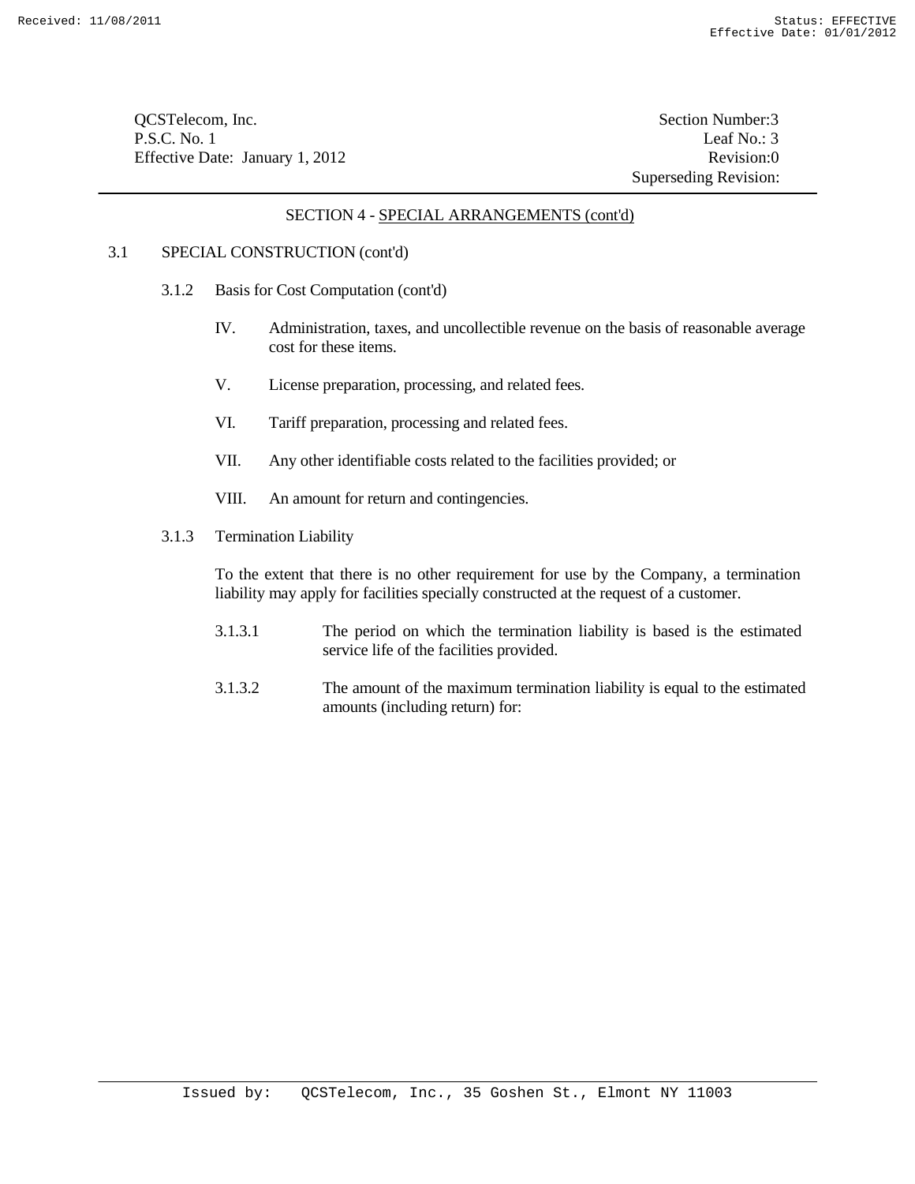QCSTelecom, Inc. Section Number:3
P.S.C. No. 1 Leaf No.: 3
Effective Date: January 1, 2012 Revision:0
Superseding Revision:

## SECTION 4 - SPECIAL ARRANGEMENTS (cont'd)

3.1 SPECIAL CONSTRUCTION (cont'd)

3.1.2 Basis for Cost Computation (cont'd)

IV. Administration, taxes, and uncollectible revenue on the basis of reasonable average cost for these items.

V. License preparation, processing, and related fees.

VI. Tariff preparation, processing and related fees.

VII. Any other identifiable costs related to the facilities provided; or

VIII. An amount for return and contingencies.

3.1.3 Termination Liability

To the extent that there is no other requirement for use by the Company, a termination liability may apply for facilities specially constructed at the request of a customer.

3.1.3.1 The period on which the termination liability is based is the estimated service life of the facilities provided.

3.1.3.2 The amount of the maximum termination liability is equal to the estimated amounts (including return) for: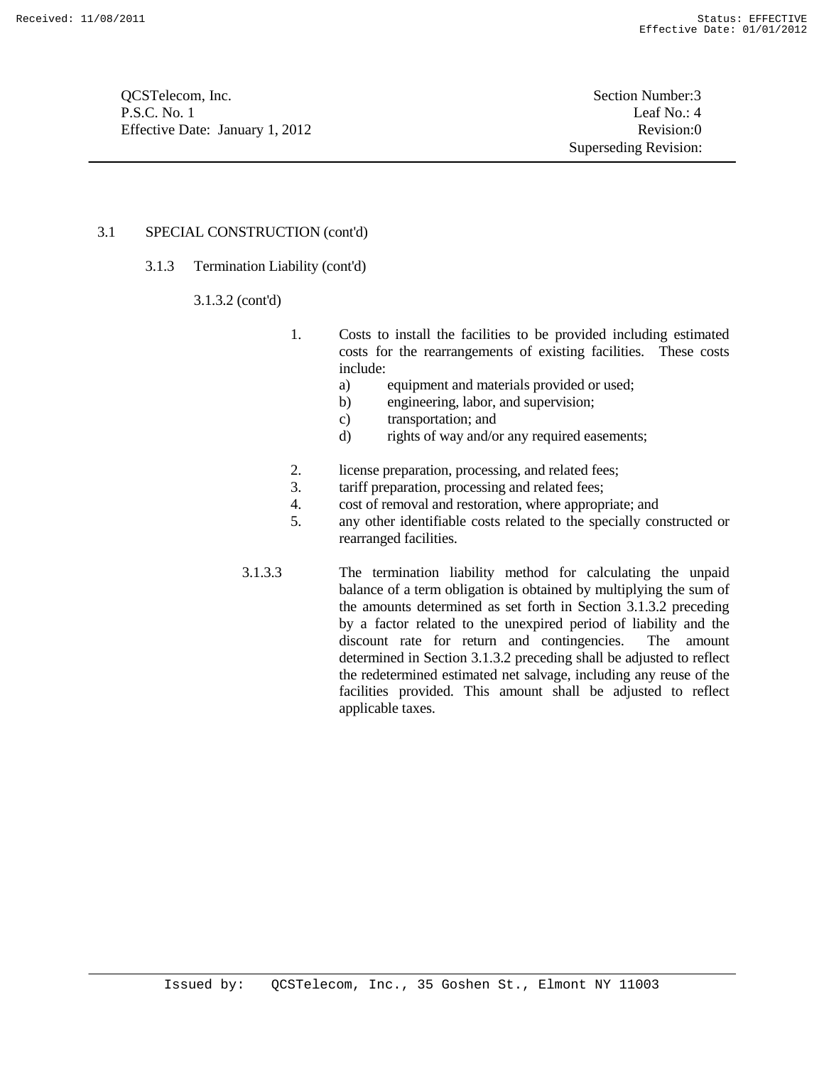3.1 SPECIAL CONSTRUCTION (cont'd)

3.1.3 Termination Liability (cont'd)

3.1.3.2 (cont'd)

1. Costs to install the facilities to be provided including estimated costs for the rearrangements of existing facilities. These costs include:
   a) equipment and materials provided or used;
   b) engineering, labor, and supervision;
   c) transportation; and
   d) rights of way and/or any required easements;

2. license preparation, processing, and related fees;
3. tariff preparation, processing and related fees;
4. cost of removal and restoration, where appropriate; and
5. any other identifiable costs related to the specially constructed or rearranged facilities.

3.1.3.3 The termination liability method for calculating the unpaid balance of a term obligation is obtained by multiplying the sum of the amounts determined as set forth in Section 3.1.3.2 preceding by a factor related to the unexpired period of liability and the discount rate for return and contingencies. The amount determined in Section 3.1.3.2 preceding shall be adjusted to reflect the redetermined estimated net salvage, including any reuse of the facilities provided. This amount shall be adjusted to reflect applicable taxes.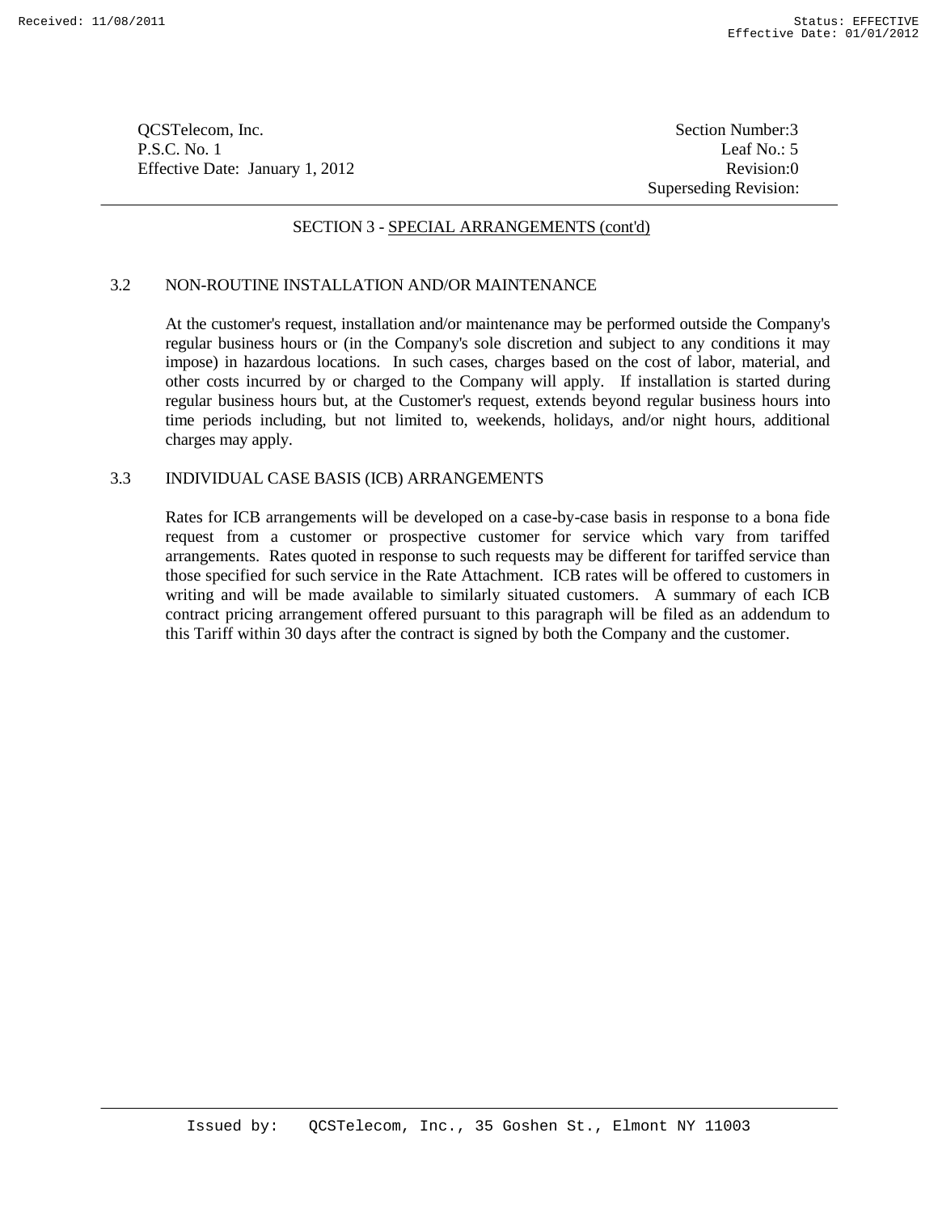## SECTION 3 - SPECIAL ARRANGEMENTS (cont'd)

### 3.2 NON-ROUTINE INSTALLATION AND/OR MAINTENANCE

At the customer's request, installation and/or maintenance may be performed outside the Company's regular business hours or (in the Company's sole discretion and subject to any conditions it may impose) in hazardous locations. In such cases, charges based on the cost of labor, material, and other costs incurred by or charged to the Company will apply. If installation is started during regular business hours but, at the Customer's request, extends beyond regular business hours into time periods including, but not limited to, weekends, holidays, and/or night hours, additional charges may apply.

### 3.3 INDIVIDUAL CASE BASIS (ICB) ARRANGEMENTS

Rates for ICB arrangements will be developed on a case-by-case basis in response to a bona fide request from a customer or prospective customer for service which vary from tariffed arrangements. Rates quoted in response to such requests may be different for tariffed service than those specified for such service in the Rate Attachment. ICB rates will be offered to customers in writing and will be made available to similarly situated customers. A summary of each ICB contract pricing arrangement offered pursuant to this paragraph will be filed as an addendum to this Tariff within 30 days after the contract is signed by both the Company and the customer.